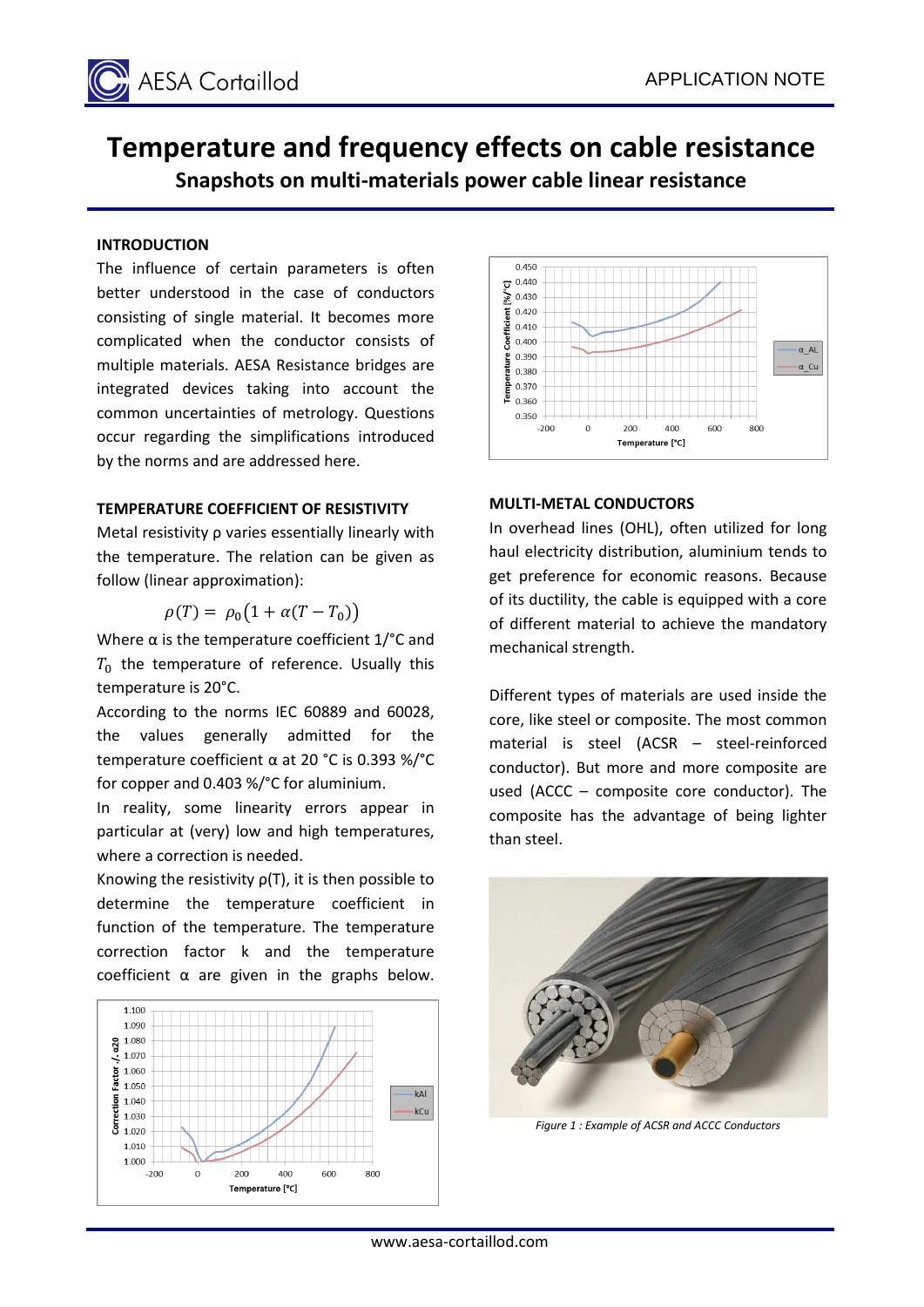# Temperature and frequency effects on cable resistance

## Snapshots on multi-materials power cable linear resistance

### INTRODUCTION

The influence of certain parameters is often better understood in the case of conductors consisting of single material. It becomes more complicated when the conductor consists of multiple materials. AESA Resistance bridges are integrated devices taking into account the common uncertainties of metrology. Questions occur regarding the simplifications introduced by the norms and are addressed here.

### TEMPERATURE COEFFICIENT OF RESISTIVITY

Metal resistivity ρ varies essentially linearly with the temperature. The relation can be given as follow (linear approximation):

$$\rho(T) = \rho_0\big(1 + \alpha(T - T_0)\big)$$

Where α is the temperature coefficient 1/°C and $T_0$ the temperature of reference. Usually this temperature is 20°C.

According to the norms IEC 60889 and 60028, the values generally admitted for the temperature coefficient α at 20 °C is 0.393 %/°C for copper and 0.403 %/°C for aluminium.

In reality, some linearity errors appear in particular at (very) low and high temperatures, where a correction is needed.

Knowing the resistivity ρ(T), it is then possible to determine the temperature coefficient in function of the temperature. The temperature correction factor k and the temperature coefficient α are given in the graphs below.

### MULTI-METAL CONDUCTORS

In overhead lines (OHL), often utilized for long haul electricity distribution, aluminium tends to get preference for economic reasons. Because of its ductility, the cable is equipped with a core of different material to achieve the mandatory mechanical strength.

Different types of materials are used inside the core, like steel or composite. The most common material is steel (ACSR – steel-reinforced conductor). But more and more composite are used (ACCC – composite core conductor). The composite has the advantage of being lighter than steel.

*Figure 1 : Example of ACSR and ACCC Conductors*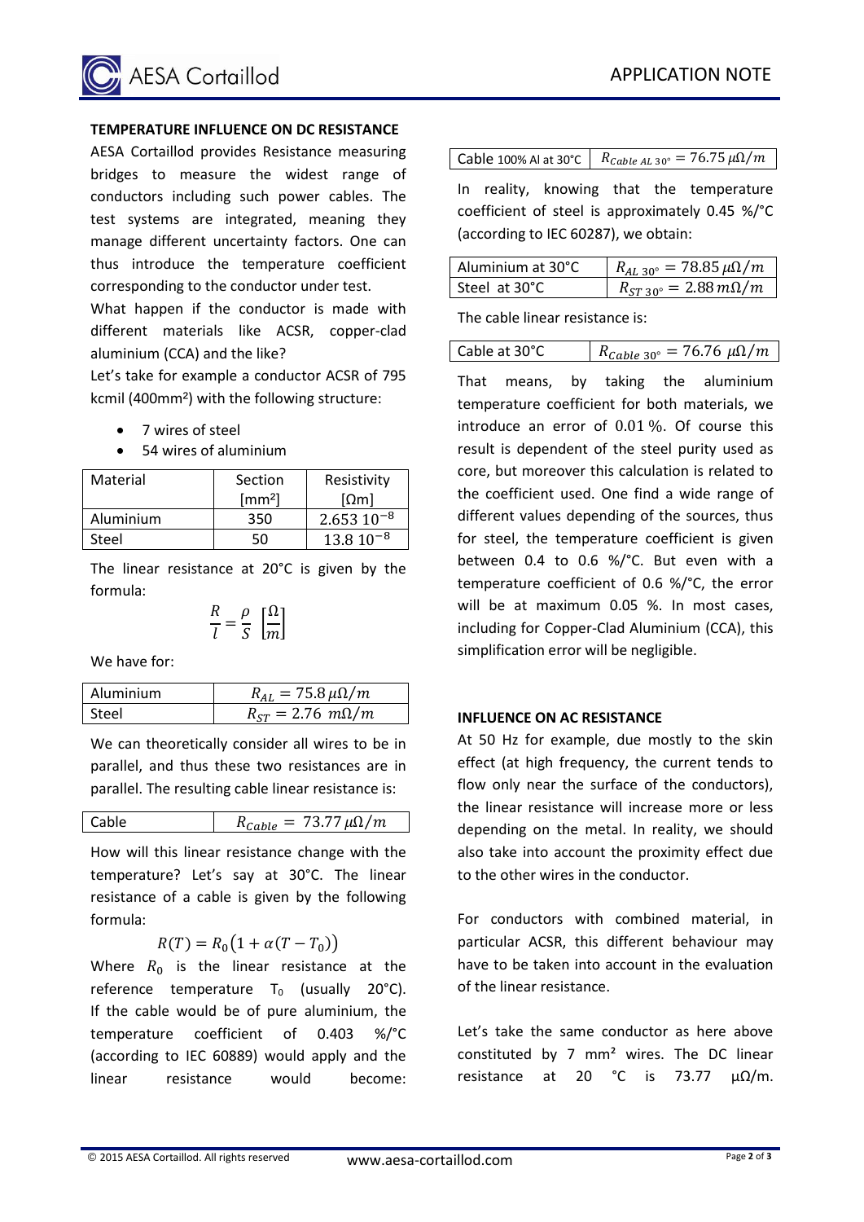## TEMPERATURE INFLUENCE ON DC RESISTANCE

AESA Cortaillod provides Resistance measuring bridges to measure the widest range of conductors including such power cables. The test systems are integrated, meaning they manage different uncertainty factors. One can thus introduce the temperature coefficient corresponding to the conductor under test.

What happen if the conductor is made with different materials like ACSR, copper-clad aluminium (CCA) and the like?

Let's take for example a conductor ACSR of 795 kcmil (400mm²) with the following structure:

- 7 wires of steel
- 54 wires of aluminium

| Material | Section [mm²] | Resistivity [Ωm] |
|---|---|---|
| Aluminium | 350 | $2.653\ 10^{-8}$ |
| Steel | 50 | $13.8\ 10^{-8}$ |

The linear resistance at 20°C is given by the formula:

$$\frac{R}{l} = \frac{\rho}{S}\ \left[\frac{\Omega}{m}\right]$$

We have for:

| | |
|---|---|
| Aluminium | $R_{AL} = 75.8\,\mu\Omega/m$ |
| Steel | $R_{ST} = 2.76\ m\Omega/m$ |

We can theoretically consider all wires to be in parallel, and thus these two resistances are in parallel. The resulting cable linear resistance is:

| | |
|---|---|
| Cable | $R_{Cable} = 73.77\,\mu\Omega/m$ |

How will this linear resistance change with the temperature? Let's say at 30°C. The linear resistance of a cable is given by the following formula:

$$R(T) = R_0\big(1 + \alpha(T - T_0)\big)$$

Where $R_0$ is the linear resistance at the reference temperature $T_0$ (usually 20°C). If the cable would be of pure aluminium, the temperature coefficient of 0.403 %/°C (according to IEC 60889) would apply and the linear resistance would become:

| | |
|---|---|
| Cable 100% Al at 30°C | $R_{Cable\ AL\ 30°} = 76.75\,\mu\Omega/m$ |

In reality, knowing that the temperature coefficient of steel is approximately 0.45 %/°C (according to IEC 60287), we obtain:

| | |
|---|---|
| Aluminium at 30°C | $R_{AL\ 30°} = 78.85\,\mu\Omega/m$ |
| Steel at 30°C | $R_{ST\ 30°} = 2.88\,m\Omega/m$ |

The cable linear resistance is:

| | |
|---|---|
| Cable at 30°C | $R_{Cable\ 30°} = 76.76\ \mu\Omega/m$ |

That means, by taking the aluminium temperature coefficient for both materials, we introduce an error of 0.01 %. Of course this result is dependent of the steel purity used as core, but moreover this calculation is related to the coefficient used. One find a wide range of different values depending of the sources, thus for steel, the temperature coefficient is given between 0.4 to 0.6 %/°C. But even with a temperature coefficient of 0.6 %/°C, the error will be at maximum 0.05 %. In most cases, including for Copper-Clad Aluminium (CCA), this simplification error will be negligible.

## INFLUENCE ON AC RESISTANCE

At 50 Hz for example, due mostly to the skin effect (at high frequency, the current tends to flow only near the surface of the conductors), the linear resistance will increase more or less depending on the metal. In reality, we should also take into account the proximity effect due to the other wires in the conductor.

For conductors with combined material, in particular ACSR, this different behaviour may have to be taken into account in the evaluation of the linear resistance.

Let's take the same conductor as here above constituted by 7 mm² wires. The DC linear resistance at 20 °C is 73.77 µΩ/m.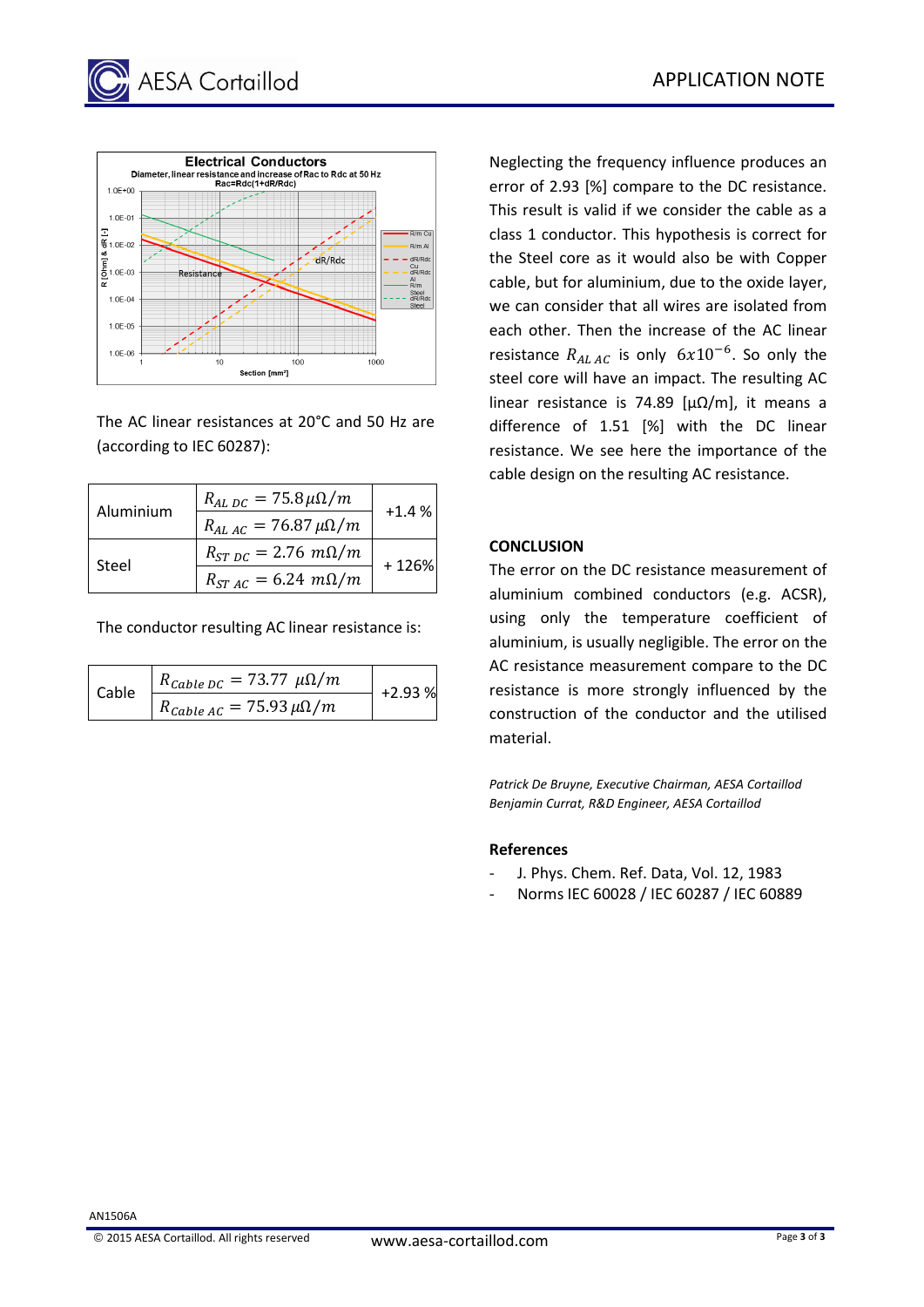Electrical Conductors

Diameter, linear resistance and increase of Rac to Rdc at 50 Hz

Rac=Rdc(1+dR/Rdc)

R [Ohm] & dR [-]

1.0E+00
1.0E-01
1.0E-02
1.0E-03
1.0E-04
1.0E-05
1.0E-06

1
10
100
1000

Section [mm²]

Resistance

dR/Rdc

R/m Cu
R/m Al
dR/Rdc Cu
dR/Rdc Al
R/m Steel
dR/Rdc Steel

The AC linear resistances at 20°C and 50 Hz are (according to IEC 60287):

| | | |
|---|---|---|
| Aluminium | $R_{AL\ DC} = 75.8\mu\Omega/m$ | +1.4 % |
| | $R_{AL\ AC} = 76.87\,\mu\Omega/m$ | |
| Steel | $R_{ST\ DC} = 2.76\ m\Omega/m$ | + 126% |
| | $R_{ST\ AC} = 6.24\ m\Omega/m$ | |

The conductor resulting AC linear resistance is:

| | | |
|---|---|---|
| Cable | $R_{Cable\ DC} = 73.77\ \mu\Omega/m$ | +2.93 % |
| | $R_{Cable\ AC} = 75.93\,\mu\Omega/m$ | |

Neglecting the frequency influence produces an error of 2.93 [%] compare to the DC resistance. This result is valid if we consider the cable as a class 1 conductor. This hypothesis is correct for the Steel core as it would also be with Copper cable, but for aluminium, due to the oxide layer, we can consider that all wires are isolated from each other. Then the increase of the AC linear resistance $R_{AL\ AC}$ is only $6x10^{-6}$. So only the steel core will have an impact. The resulting AC linear resistance is 74.89 [μΩ/m], it means a difference of 1.51 [%] with the DC linear resistance. We see here the importance of the cable design on the resulting AC resistance.

**CONCLUSION**

The error on the DC resistance measurement of aluminium combined conductors (e.g. ACSR), using only the temperature coefficient of aluminium, is usually negligible. The error on the AC resistance measurement compare to the DC resistance is more strongly influenced by the construction of the conductor and the utilised material.

*Patrick De Bruyne, Executive Chairman, AESA Cortaillod*
*Benjamin Currat, R&D Engineer, AESA Cortaillod*

**References**

- J. Phys. Chem. Ref. Data, Vol. 12, 1983
- Norms IEC 60028 / IEC 60287 / IEC 60889

AN1506A